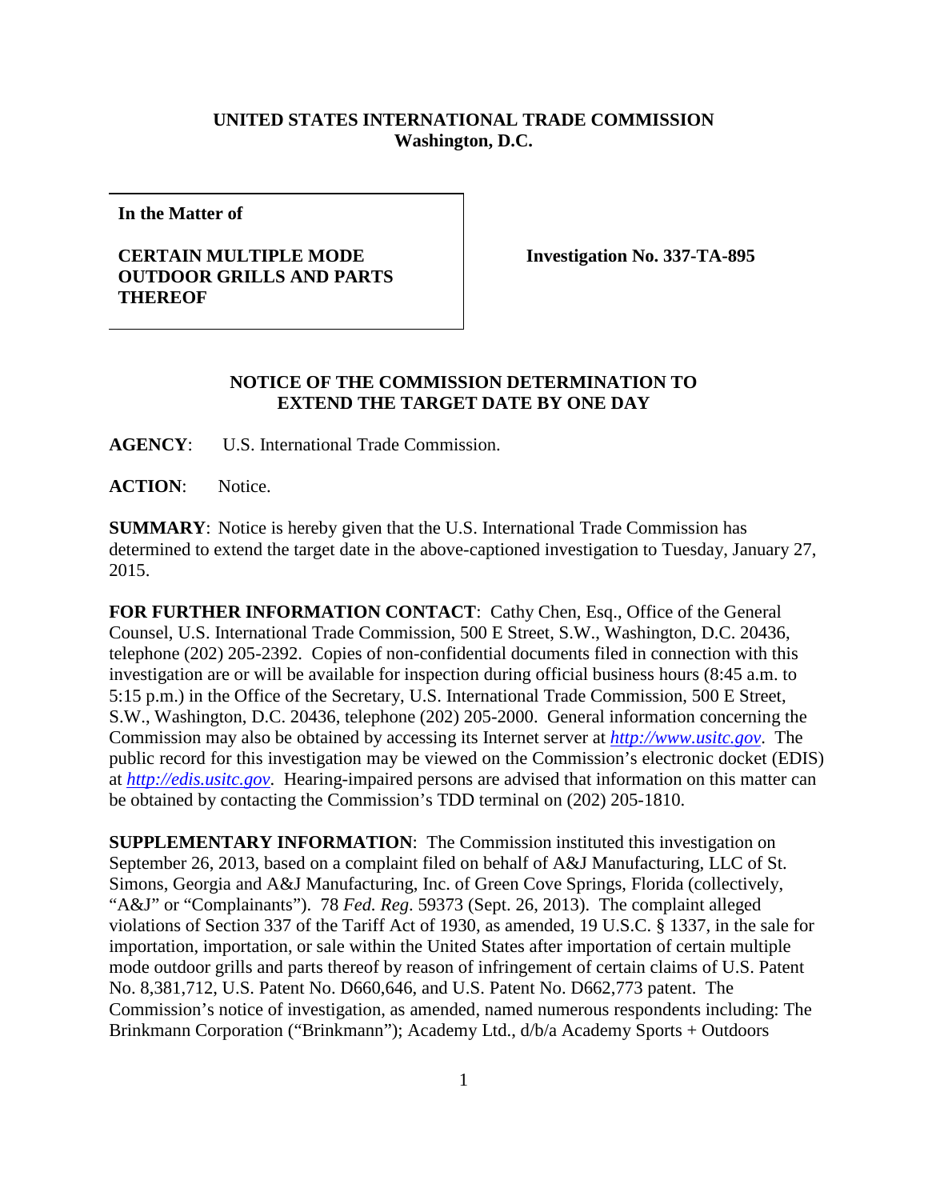**UNITED STATES INTERNATIONAL TRADE COMMISSION**
**Washington, D.C.**

| In the Matter of<br><br>**CERTAIN MULTIPLE MODE OUTDOOR GRILLS AND PARTS THEREOF** | **Investigation No. 337-TA-895** |
|---|---|

**NOTICE OF THE COMMISSION DETERMINATION TO EXTEND THE TARGET DATE BY ONE DAY**

**AGENCY**: U.S. International Trade Commission.

**ACTION**: Notice.

**SUMMARY**: Notice is hereby given that the U.S. International Trade Commission has determined to extend the target date in the above-captioned investigation to Tuesday, January 27, 2015.

**FOR FURTHER INFORMATION CONTACT**: Cathy Chen, Esq., Office of the General Counsel, U.S. International Trade Commission, 500 E Street, S.W., Washington, D.C. 20436, telephone (202) 205-2392. Copies of non-confidential documents filed in connection with this investigation are or will be available for inspection during official business hours (8:45 a.m. to 5:15 p.m.) in the Office of the Secretary, U.S. International Trade Commission, 500 E Street, S.W., Washington, D.C. 20436, telephone (202) 205-2000. General information concerning the Commission may also be obtained by accessing its Internet server at *http://www.usitc.gov*. The public record for this investigation may be viewed on the Commission's electronic docket (EDIS) at *http://edis.usitc.gov*. Hearing-impaired persons are advised that information on this matter can be obtained by contacting the Commission's TDD terminal on (202) 205-1810.

**SUPPLEMENTARY INFORMATION**: The Commission instituted this investigation on September 26, 2013, based on a complaint filed on behalf of A&J Manufacturing, LLC of St. Simons, Georgia and A&J Manufacturing, Inc. of Green Cove Springs, Florida (collectively, "A&J" or "Complainants"). 78 *Fed. Reg.* 59373 (Sept. 26, 2013). The complaint alleged violations of Section 337 of the Tariff Act of 1930, as amended, 19 U.S.C. § 1337, in the sale for importation, importation, or sale within the United States after importation of certain multiple mode outdoor grills and parts thereof by reason of infringement of certain claims of U.S. Patent No. 8,381,712, U.S. Patent No. D660,646, and U.S. Patent No. D662,773 patent. The Commission's notice of investigation, as amended, named numerous respondents including: The Brinkmann Corporation ("Brinkmann"); Academy Ltd., d/b/a Academy Sports + Outdoors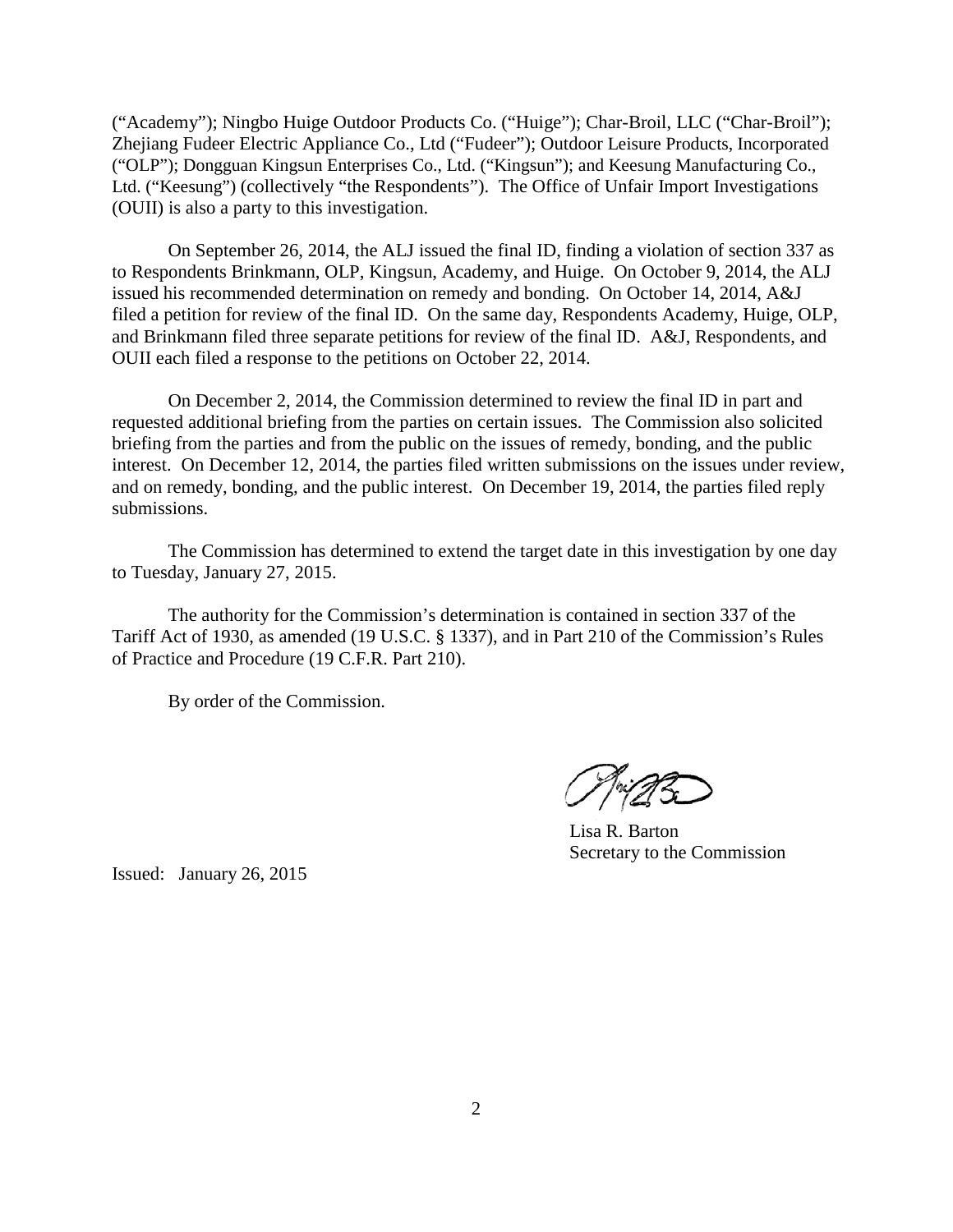("Academy"); Ningbo Huige Outdoor Products Co. ("Huige"); Char-Broil, LLC ("Char-Broil"); Zhejiang Fudeer Electric Appliance Co., Ltd ("Fudeer"); Outdoor Leisure Products, Incorporated ("OLP"); Dongguan Kingsun Enterprises Co., Ltd. ("Kingsun"); and Keesung Manufacturing Co., Ltd. ("Keesung") (collectively "the Respondents"). The Office of Unfair Import Investigations (OUII) is also a party to this investigation.

On September 26, 2014, the ALJ issued the final ID, finding a violation of section 337 as to Respondents Brinkmann, OLP, Kingsun, Academy, and Huige. On October 9, 2014, the ALJ issued his recommended determination on remedy and bonding. On October 14, 2014, A&J filed a petition for review of the final ID. On the same day, Respondents Academy, Huige, OLP, and Brinkmann filed three separate petitions for review of the final ID. A&J, Respondents, and OUII each filed a response to the petitions on October 22, 2014.

On December 2, 2014, the Commission determined to review the final ID in part and requested additional briefing from the parties on certain issues. The Commission also solicited briefing from the parties and from the public on the issues of remedy, bonding, and the public interest. On December 12, 2014, the parties filed written submissions on the issues under review, and on remedy, bonding, and the public interest. On December 19, 2014, the parties filed reply submissions.

The Commission has determined to extend the target date in this investigation by one day to Tuesday, January 27, 2015.

The authority for the Commission's determination is contained in section 337 of the Tariff Act of 1930, as amended (19 U.S.C. § 1337), and in Part 210 of the Commission's Rules of Practice and Procedure (19 C.F.R. Part 210).

By order of the Commission.

Lisa R. Barton
Secretary to the Commission

Issued: January 26, 2015